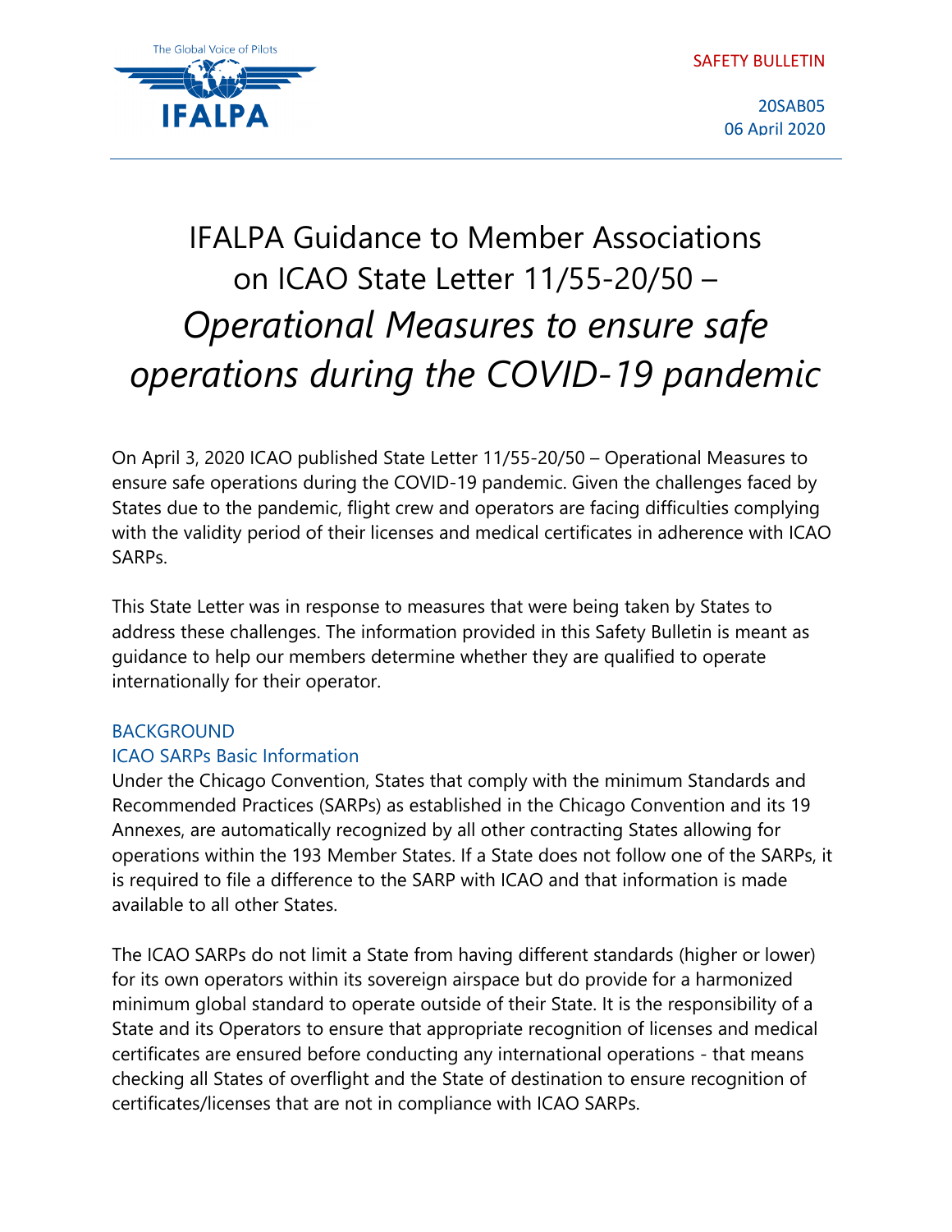SAFETY BULLETIN

20SAB05
06 April 2020

# IFALPA Guidance to Member Associations on ICAO State Letter 11/55-20/50 – *Operational Measures to ensure safe operations during the COVID-19 pandemic*

On April 3, 2020 ICAO published State Letter 11/55-20/50 – Operational Measures to ensure safe operations during the COVID-19 pandemic. Given the challenges faced by States due to the pandemic, flight crew and operators are facing difficulties complying with the validity period of their licenses and medical certificates in adherence with ICAO SARPs.

This State Letter was in response to measures that were being taken by States to address these challenges. The information provided in this Safety Bulletin is meant as guidance to help our members determine whether they are qualified to operate internationally for their operator.

## BACKGROUND

### ICAO SARPs Basic Information

Under the Chicago Convention, States that comply with the minimum Standards and Recommended Practices (SARPs) as established in the Chicago Convention and its 19 Annexes, are automatically recognized by all other contracting States allowing for operations within the 193 Member States. If a State does not follow one of the SARPs, it is required to file a difference to the SARP with ICAO and that information is made available to all other States.

The ICAO SARPs do not limit a State from having different standards (higher or lower) for its own operators within its sovereign airspace but do provide for a harmonized minimum global standard to operate outside of their State. It is the responsibility of a State and its Operators to ensure that appropriate recognition of licenses and medical certificates are ensured before conducting any international operations - that means checking all States of overflight and the State of destination to ensure recognition of certificates/licenses that are not in compliance with ICAO SARPs.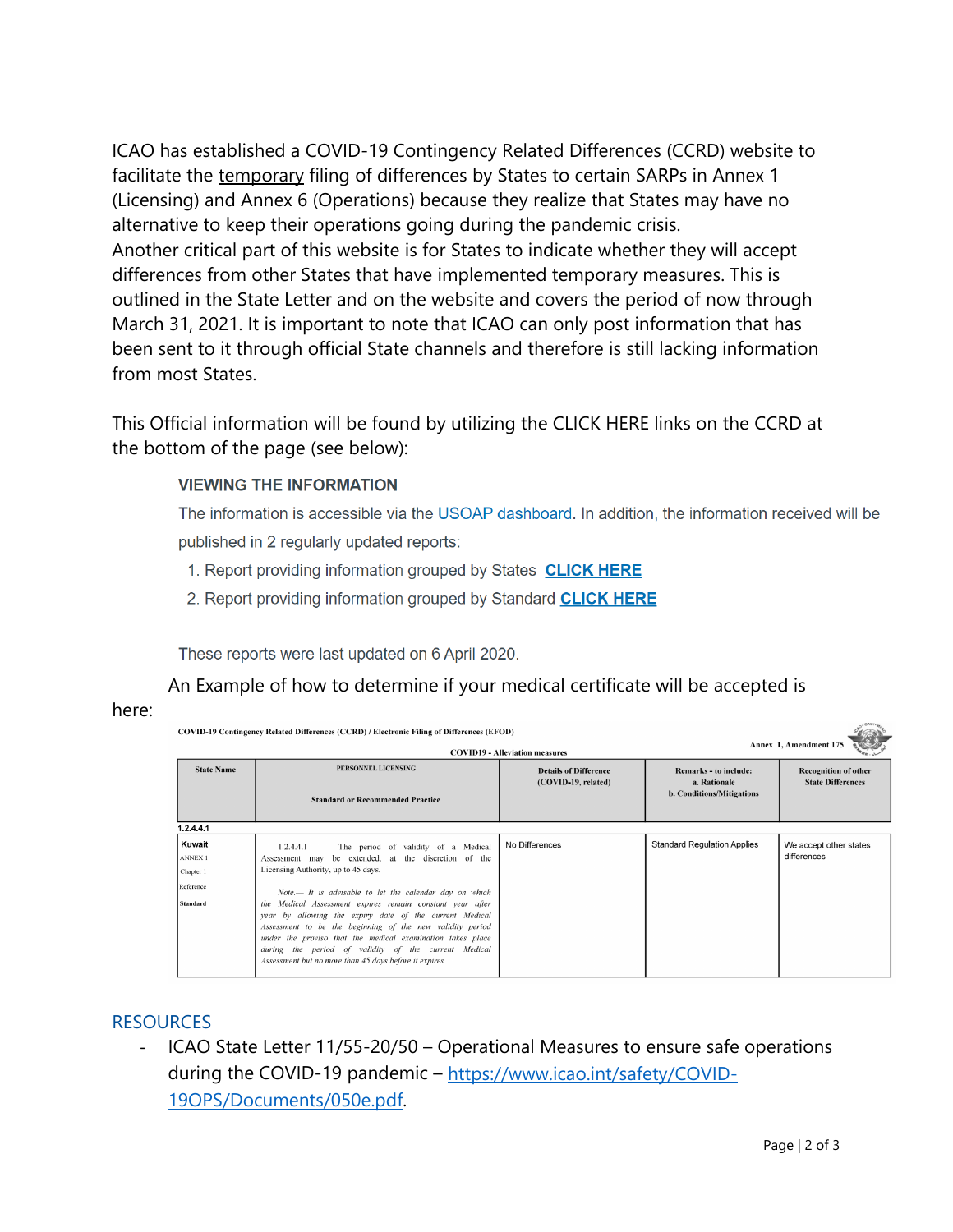ICAO has established a COVID-19 Contingency Related Differences (CCRD) website to facilitate the temporary filing of differences by States to certain SARPs in Annex 1 (Licensing) and Annex 6 (Operations) because they realize that States may have no alternative to keep their operations going during the pandemic crisis.
Another critical part of this website is for States to indicate whether they will accept differences from other States that have implemented temporary measures. This is outlined in the State Letter and on the website and covers the period of now through March 31, 2021. It is important to note that ICAO can only post information that has been sent to it through official State channels and therefore is still lacking information from most States.

This Official information will be found by utilizing the CLICK HERE links on the CCRD at the bottom of the page (see below):

> **VIEWING THE INFORMATION**
>
> The information is accessible via the USOAP dashboard. In addition, the information received will be published in 2 regularly updated reports:
>
> 1. Report providing information grouped by States **CLICK HERE**
> 2. Report providing information grouped by Standard **CLICK HERE**
>
> These reports were last updated on 6 April 2020.

An Example of how to determine if your medical certificate will be accepted is here:

**COVID-19 Contingency Related Differences (CCRD) / Electronic Filing of Differences (EFOD)**

COVID19 - Alleviation measures — Annex 1, Amendment 175

| State Name | PERSONNEL LICENSING<br>Standard or Recommended Practice | Details of Difference (COVID-19, related) | Remarks - to include: a. Rationale b. Conditions/Mitigations | Recognition of other State Differences |
|---|---|---|---|---|
| **1.2.4.4.1** | | | | |
| **Kuwait**<br>ANNEX 1<br>Chapter 1<br>Reference<br>**Standard** | 1.2.4.4.1 The period of validity of a Medical Assessment may be extended, at the discretion of the Licensing Authority, up to 45 days.<br><br>*Note.— It is advisable to let the calendar day on which the Medical Assessment expires remain constant year after year by allowing the expiry date of the current Medical Assessment to be the beginning of the new validity period under the proviso that the medical examination takes place during the period of validity of the current Medical Assessment but no more than 45 days before it expires.* | No Differences | Standard Regulation Applies | We accept other states differences |

## RESOURCES

- ICAO State Letter 11/55-20/50 – Operational Measures to ensure safe operations during the COVID-19 pandemic – https://www.icao.int/safety/COVID-19OPS/Documents/050e.pdf.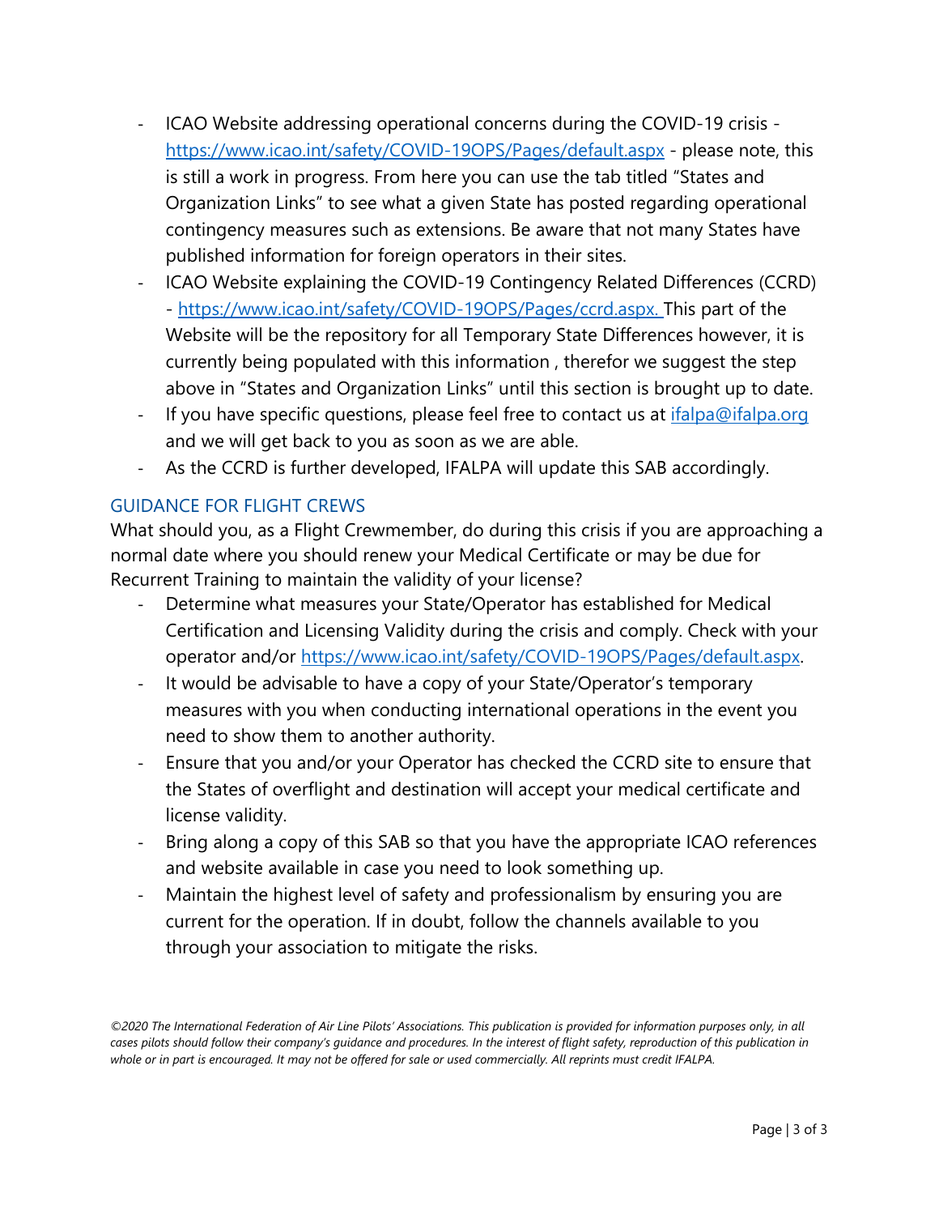- ICAO Website addressing operational concerns during the COVID-19 crisis - https://www.icao.int/safety/COVID-19OPS/Pages/default.aspx - please note, this is still a work in progress. From here you can use the tab titled "States and Organization Links" to see what a given State has posted regarding operational contingency measures such as extensions. Be aware that not many States have published information for foreign operators in their sites.
- ICAO Website explaining the COVID-19 Contingency Related Differences (CCRD) - https://www.icao.int/safety/COVID-19OPS/Pages/ccrd.aspx. This part of the Website will be the repository for all Temporary State Differences however, it is currently being populated with this information , therefor we suggest the step above in "States and Organization Links" until this section is brought up to date.
- If you have specific questions, please feel free to contact us at ifalpa@ifalpa.org and we will get back to you as soon as we are able.
- As the CCRD is further developed, IFALPA will update this SAB accordingly.

## GUIDANCE FOR FLIGHT CREWS

What should you, as a Flight Crewmember, do during this crisis if you are approaching a normal date where you should renew your Medical Certificate or may be due for Recurrent Training to maintain the validity of your license?

- Determine what measures your State/Operator has established for Medical Certification and Licensing Validity during the crisis and comply. Check with your operator and/or https://www.icao.int/safety/COVID-19OPS/Pages/default.aspx.
- It would be advisable to have a copy of your State/Operator's temporary measures with you when conducting international operations in the event you need to show them to another authority.
- Ensure that you and/or your Operator has checked the CCRD site to ensure that the States of overflight and destination will accept your medical certificate and license validity.
- Bring along a copy of this SAB so that you have the appropriate ICAO references and website available in case you need to look something up.
- Maintain the highest level of safety and professionalism by ensuring you are current for the operation. If in doubt, follow the channels available to you through your association to mitigate the risks.

*©2020 The International Federation of Air Line Pilots' Associations. This publication is provided for information purposes only, in all cases pilots should follow their company's guidance and procedures. In the interest of flight safety, reproduction of this publication in whole or in part is encouraged. It may not be offered for sale or used commercially. All reprints must credit IFALPA.*